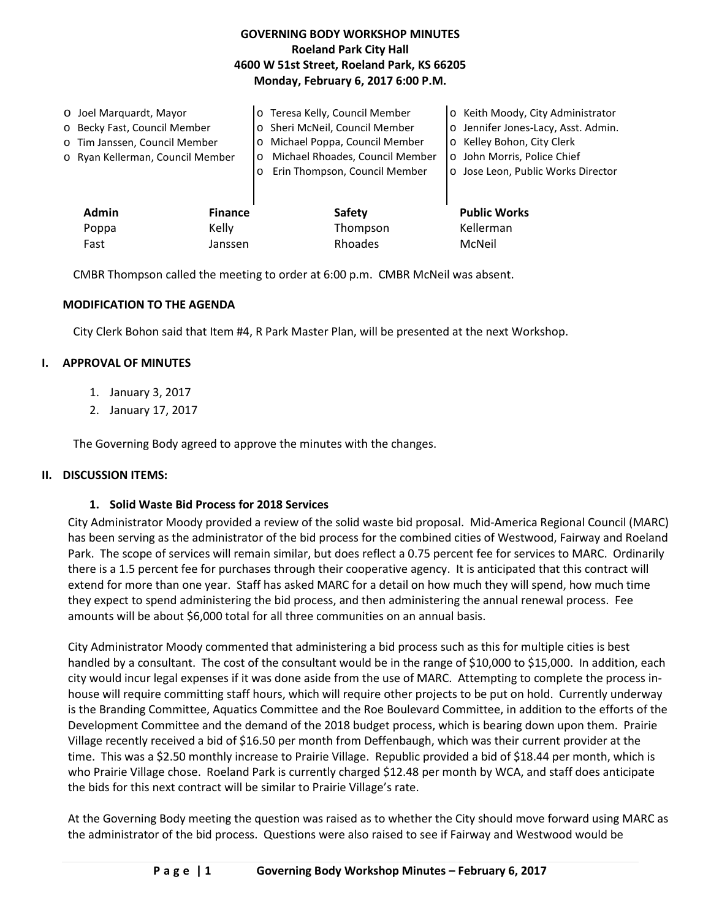**GOVERNING BODY WORKSHOP MINUTES**
**Roeland Park City Hall**
**4600 W 51st Street, Roeland Park, KS 66205**
**Monday, February 6, 2017 6:00 P.M.**

- o Joel Marquardt, Mayor
- o Becky Fast, Council Member
- o Tim Janssen, Council Member
- o Ryan Kellerman, Council Member
- o Teresa Kelly, Council Member
- o Sheri McNeil, Council Member
- o Michael Poppa, Council Member
- o Michael Rhoades, Council Member
- o Erin Thompson, Council Member
- o Keith Moody, City Administrator
- o Jennifer Jones-Lacy, Asst. Admin.
- o Kelley Bohon, City Clerk
- o John Morris, Police Chief
- o Jose Leon, Public Works Director

| Admin | Finance | Safety | Public Works |
|---|---|---|---|
| Poppa | Kelly | Thompson | Kellerman |
| Fast | Janssen | Rhoades | McNeil |

CMBR Thompson called the meeting to order at 6:00 p.m. CMBR McNeil was absent.

**MODIFICATION TO THE AGENDA**

City Clerk Bohon said that Item #4, R Park Master Plan, will be presented at the next Workshop.

**I. APPROVAL OF MINUTES**

1. January 3, 2017
2. January 17, 2017

The Governing Body agreed to approve the minutes with the changes.

**II. DISCUSSION ITEMS:**

**1. Solid Waste Bid Process for 2018 Services**

City Administrator Moody provided a review of the solid waste bid proposal. Mid-America Regional Council (MARC) has been serving as the administrator of the bid process for the combined cities of Westwood, Fairway and Roeland Park. The scope of services will remain similar, but does reflect a 0.75 percent fee for services to MARC. Ordinarily there is a 1.5 percent fee for purchases through their cooperative agency. It is anticipated that this contract will extend for more than one year. Staff has asked MARC for a detail on how much they will spend, how much time they expect to spend administering the bid process, and then administering the annual renewal process. Fee amounts will be about $6,000 total for all three communities on an annual basis.

City Administrator Moody commented that administering a bid process such as this for multiple cities is best handled by a consultant. The cost of the consultant would be in the range of $10,000 to $15,000. In addition, each city would incur legal expenses if it was done aside from the use of MARC. Attempting to complete the process in-house will require committing staff hours, which will require other projects to be put on hold. Currently underway is the Branding Committee, Aquatics Committee and the Roe Boulevard Committee, in addition to the efforts of the Development Committee and the demand of the 2018 budget process, which is bearing down upon them. Prairie Village recently received a bid of $16.50 per month from Deffenbaugh, which was their current provider at the time. This was a $2.50 monthly increase to Prairie Village. Republic provided a bid of $18.44 per month, which is who Prairie Village chose. Roeland Park is currently charged $12.48 per month by WCA, and staff does anticipate the bids for this next contract will be similar to Prairie Village's rate.

At the Governing Body meeting the question was raised as to whether the City should move forward using MARC as the administrator of the bid process. Questions were also raised to see if Fairway and Westwood would be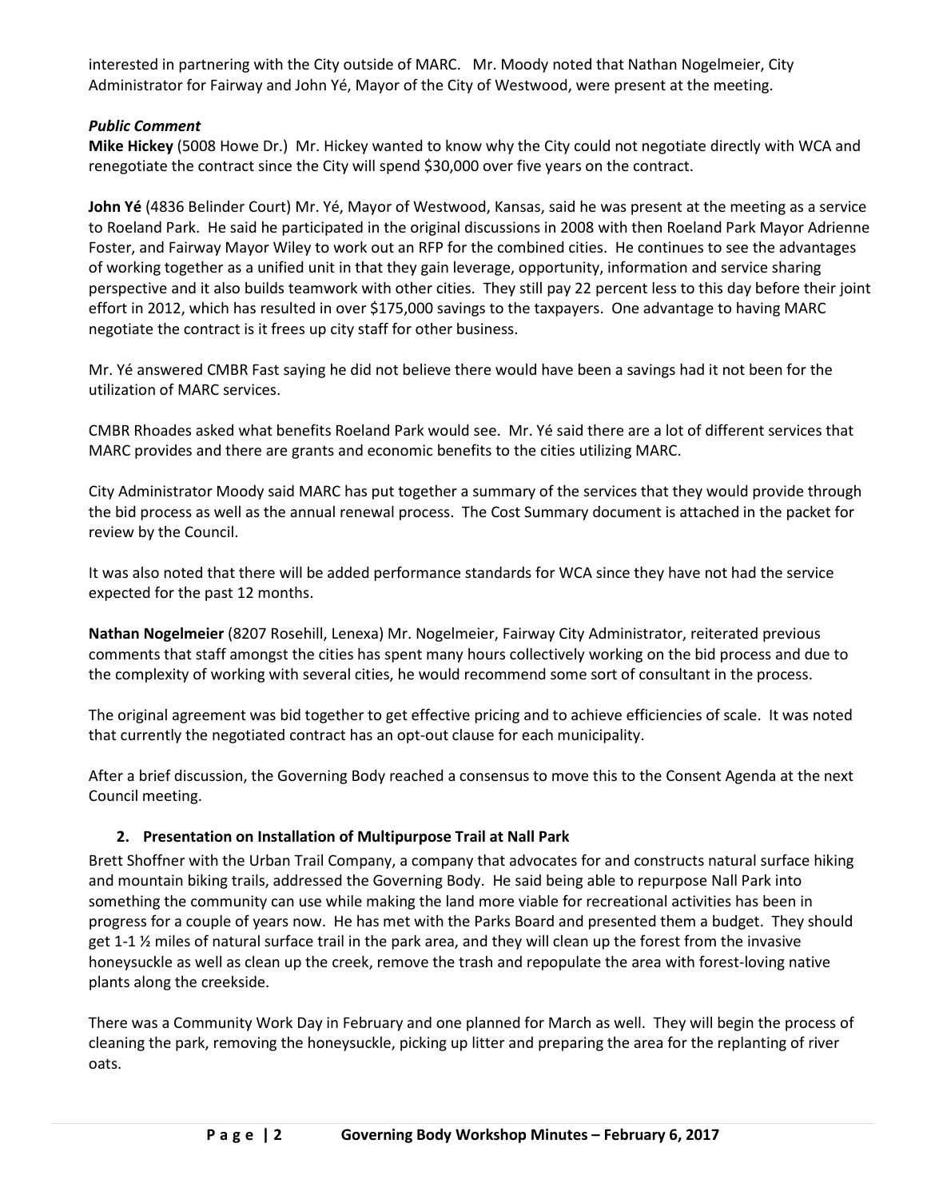interested in partnering with the City outside of MARC. Mr. Moody noted that Nathan Nogelmeier, City Administrator for Fairway and John Yé, Mayor of the City of Westwood, were present at the meeting.

***Public Comment***

**Mike Hickey** (5008 Howe Dr.) Mr. Hickey wanted to know why the City could not negotiate directly with WCA and renegotiate the contract since the City will spend $30,000 over five years on the contract.

**John Yé** (4836 Belinder Court) Mr. Yé, Mayor of Westwood, Kansas, said he was present at the meeting as a service to Roeland Park. He said he participated in the original discussions in 2008 with then Roeland Park Mayor Adrienne Foster, and Fairway Mayor Wiley to work out an RFP for the combined cities. He continues to see the advantages of working together as a unified unit in that they gain leverage, opportunity, information and service sharing perspective and it also builds teamwork with other cities. They still pay 22 percent less to this day before their joint effort in 2012, which has resulted in over $175,000 savings to the taxpayers. One advantage to having MARC negotiate the contract is it frees up city staff for other business.

Mr. Yé answered CMBR Fast saying he did not believe there would have been a savings had it not been for the utilization of MARC services.

CMBR Rhoades asked what benefits Roeland Park would see. Mr. Yé said there are a lot of different services that MARC provides and there are grants and economic benefits to the cities utilizing MARC.

City Administrator Moody said MARC has put together a summary of the services that they would provide through the bid process as well as the annual renewal process. The Cost Summary document is attached in the packet for review by the Council.

It was also noted that there will be added performance standards for WCA since they have not had the service expected for the past 12 months.

**Nathan Nogelmeier** (8207 Rosehill, Lenexa) Mr. Nogelmeier, Fairway City Administrator, reiterated previous comments that staff amongst the cities has spent many hours collectively working on the bid process and due to the complexity of working with several cities, he would recommend some sort of consultant in the process.

The original agreement was bid together to get effective pricing and to achieve efficiencies of scale. It was noted that currently the negotiated contract has an opt-out clause for each municipality.

After a brief discussion, the Governing Body reached a consensus to move this to the Consent Agenda at the next Council meeting.

**2. Presentation on Installation of Multipurpose Trail at Nall Park**

Brett Shoffner with the Urban Trail Company, a company that advocates for and constructs natural surface hiking and mountain biking trails, addressed the Governing Body. He said being able to repurpose Nall Park into something the community can use while making the land more viable for recreational activities has been in progress for a couple of years now. He has met with the Parks Board and presented them a budget. They should get 1-1 ½ miles of natural surface trail in the park area, and they will clean up the forest from the invasive honeysuckle as well as clean up the creek, remove the trash and repopulate the area with forest-loving native plants along the creekside.

There was a Community Work Day in February and one planned for March as well. They will begin the process of cleaning the park, removing the honeysuckle, picking up litter and preparing the area for the replanting of river oats.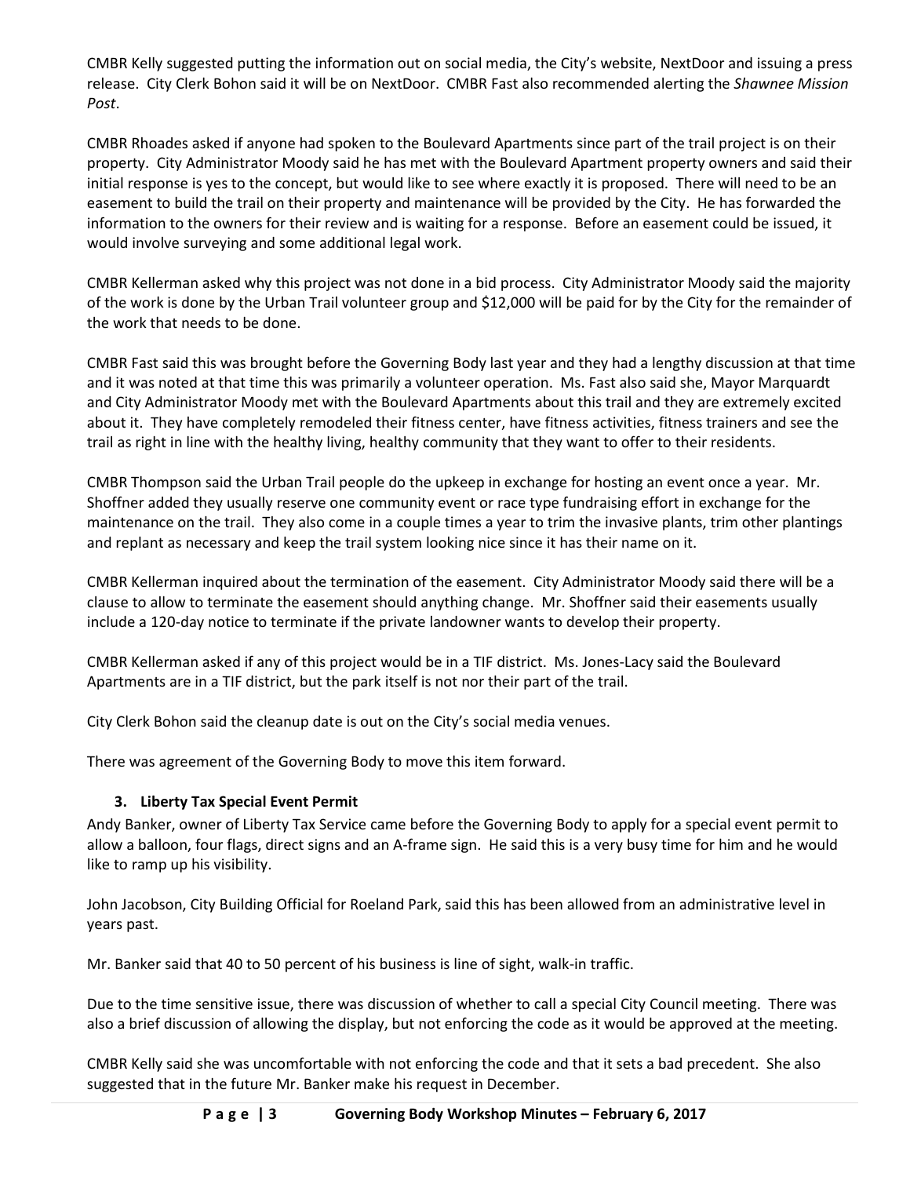CMBR Kelly suggested putting the information out on social media, the City's website, NextDoor and issuing a press release. City Clerk Bohon said it will be on NextDoor. CMBR Fast also recommended alerting the *Shawnee Mission Post*.

CMBR Rhoades asked if anyone had spoken to the Boulevard Apartments since part of the trail project is on their property. City Administrator Moody said he has met with the Boulevard Apartment property owners and said their initial response is yes to the concept, but would like to see where exactly it is proposed. There will need to be an easement to build the trail on their property and maintenance will be provided by the City. He has forwarded the information to the owners for their review and is waiting for a response. Before an easement could be issued, it would involve surveying and some additional legal work.

CMBR Kellerman asked why this project was not done in a bid process. City Administrator Moody said the majority of the work is done by the Urban Trail volunteer group and $12,000 will be paid for by the City for the remainder of the work that needs to be done.

CMBR Fast said this was brought before the Governing Body last year and they had a lengthy discussion at that time and it was noted at that time this was primarily a volunteer operation. Ms. Fast also said she, Mayor Marquardt and City Administrator Moody met with the Boulevard Apartments about this trail and they are extremely excited about it. They have completely remodeled their fitness center, have fitness activities, fitness trainers and see the trail as right in line with the healthy living, healthy community that they want to offer to their residents.

CMBR Thompson said the Urban Trail people do the upkeep in exchange for hosting an event once a year. Mr. Shoffner added they usually reserve one community event or race type fundraising effort in exchange for the maintenance on the trail. They also come in a couple times a year to trim the invasive plants, trim other plantings and replant as necessary and keep the trail system looking nice since it has their name on it.

CMBR Kellerman inquired about the termination of the easement. City Administrator Moody said there will be a clause to allow to terminate the easement should anything change. Mr. Shoffner said their easements usually include a 120-day notice to terminate if the private landowner wants to develop their property.

CMBR Kellerman asked if any of this project would be in a TIF district. Ms. Jones-Lacy said the Boulevard Apartments are in a TIF district, but the park itself is not nor their part of the trail.

City Clerk Bohon said the cleanup date is out on the City's social media venues.

There was agreement of the Governing Body to move this item forward.

### 3. Liberty Tax Special Event Permit

Andy Banker, owner of Liberty Tax Service came before the Governing Body to apply for a special event permit to allow a balloon, four flags, direct signs and an A-frame sign. He said this is a very busy time for him and he would like to ramp up his visibility.

John Jacobson, City Building Official for Roeland Park, said this has been allowed from an administrative level in years past.

Mr. Banker said that 40 to 50 percent of his business is line of sight, walk-in traffic.

Due to the time sensitive issue, there was discussion of whether to call a special City Council meeting. There was also a brief discussion of allowing the display, but not enforcing the code as it would be approved at the meeting.

CMBR Kelly said she was uncomfortable with not enforcing the code and that it sets a bad precedent. She also suggested that in the future Mr. Banker make his request in December.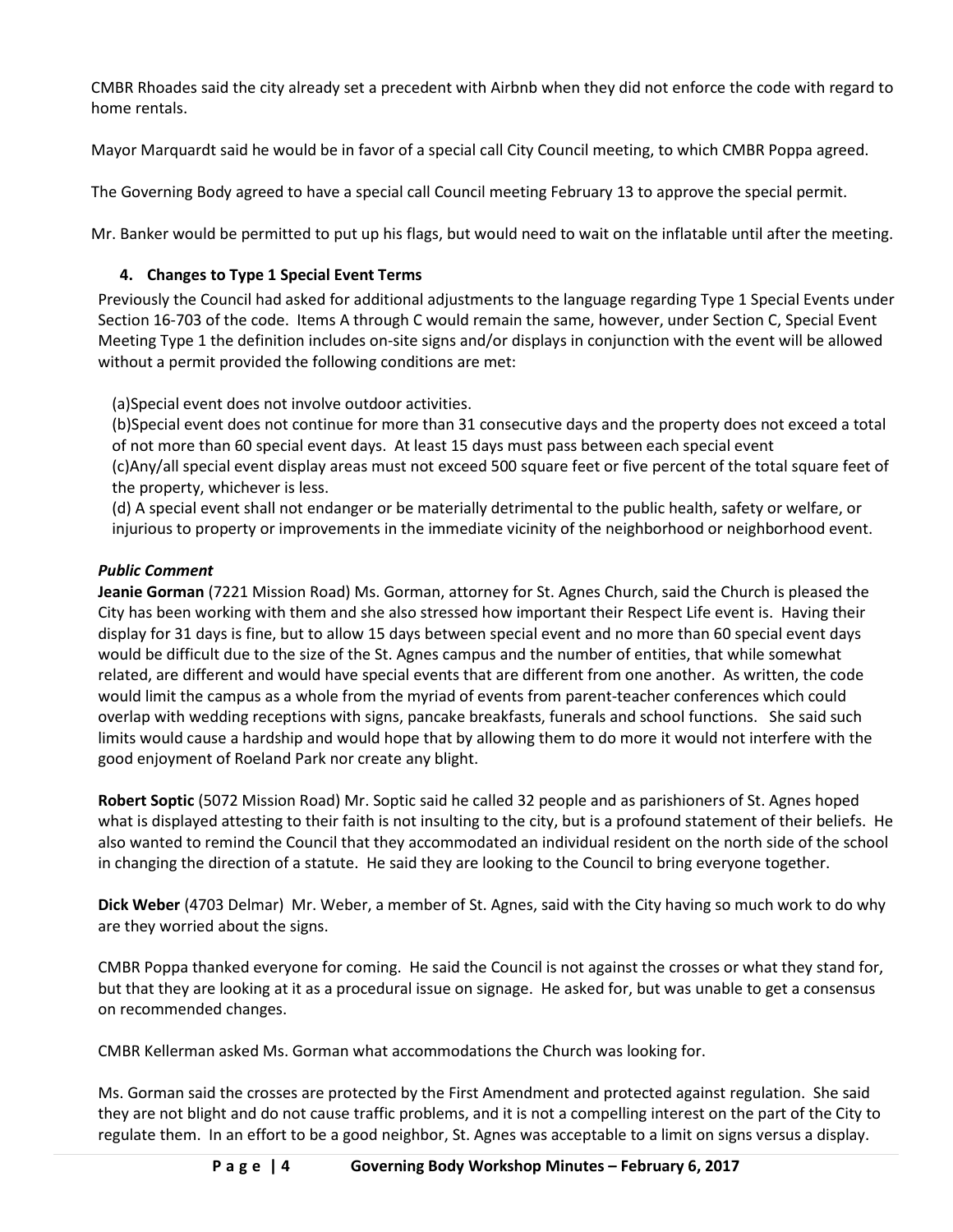CMBR Rhoades said the city already set a precedent with Airbnb when they did not enforce the code with regard to home rentals.

Mayor Marquardt said he would be in favor of a special call City Council meeting, to which CMBR Poppa agreed.

The Governing Body agreed to have a special call Council meeting February 13 to approve the special permit.

Mr. Banker would be permitted to put up his flags, but would need to wait on the inflatable until after the meeting.

### 4. Changes to Type 1 Special Event Terms

Previously the Council had asked for additional adjustments to the language regarding Type 1 Special Events under Section 16-703 of the code. Items A through C would remain the same, however, under Section C, Special Event Meeting Type 1 the definition includes on-site signs and/or displays in conjunction with the event will be allowed without a permit provided the following conditions are met:

(a)Special event does not involve outdoor activities.
(b)Special event does not continue for more than 31 consecutive days and the property does not exceed a total of not more than 60 special event days. At least 15 days must pass between each special event
(c)Any/all special event display areas must not exceed 500 square feet or five percent of the total square feet of the property, whichever is less.
(d) A special event shall not endanger or be materially detrimental to the public health, safety or welfare, or injurious to property or improvements in the immediate vicinity of the neighborhood or neighborhood event.

***Public Comment***

**Jeanie Gorman** (7221 Mission Road) Ms. Gorman, attorney for St. Agnes Church, said the Church is pleased the City has been working with them and she also stressed how important their Respect Life event is. Having their display for 31 days is fine, but to allow 15 days between special event and no more than 60 special event days would be difficult due to the size of the St. Agnes campus and the number of entities, that while somewhat related, are different and would have special events that are different from one another. As written, the code would limit the campus as a whole from the myriad of events from parent-teacher conferences which could overlap with wedding receptions with signs, pancake breakfasts, funerals and school functions. She said such limits would cause a hardship and would hope that by allowing them to do more it would not interfere with the good enjoyment of Roeland Park nor create any blight.

**Robert Soptic** (5072 Mission Road) Mr. Soptic said he called 32 people and as parishioners of St. Agnes hoped what is displayed attesting to their faith is not insulting to the city, but is a profound statement of their beliefs. He also wanted to remind the Council that they accommodated an individual resident on the north side of the school in changing the direction of a statute. He said they are looking to the Council to bring everyone together.

**Dick Weber** (4703 Delmar) Mr. Weber, a member of St. Agnes, said with the City having so much work to do why are they worried about the signs.

CMBR Poppa thanked everyone for coming. He said the Council is not against the crosses or what they stand for, but that they are looking at it as a procedural issue on signage. He asked for, but was unable to get a consensus on recommended changes.

CMBR Kellerman asked Ms. Gorman what accommodations the Church was looking for.

Ms. Gorman said the crosses are protected by the First Amendment and protected against regulation. She said they are not blight and do not cause traffic problems, and it is not a compelling interest on the part of the City to regulate them. In an effort to be a good neighbor, St. Agnes was acceptable to a limit on signs versus a display.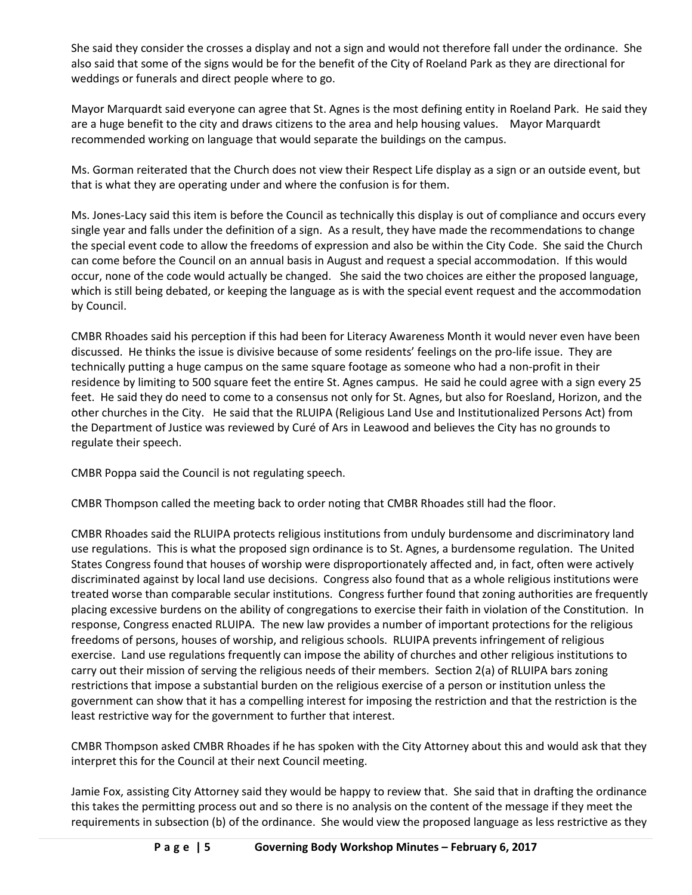She said they consider the crosses a display and not a sign and would not therefore fall under the ordinance. She also said that some of the signs would be for the benefit of the City of Roeland Park as they are directional for weddings or funerals and direct people where to go.

Mayor Marquardt said everyone can agree that St. Agnes is the most defining entity in Roeland Park. He said they are a huge benefit to the city and draws citizens to the area and help housing values. Mayor Marquardt recommended working on language that would separate the buildings on the campus.

Ms. Gorman reiterated that the Church does not view their Respect Life display as a sign or an outside event, but that is what they are operating under and where the confusion is for them.

Ms. Jones-Lacy said this item is before the Council as technically this display is out of compliance and occurs every single year and falls under the definition of a sign. As a result, they have made the recommendations to change the special event code to allow the freedoms of expression and also be within the City Code. She said the Church can come before the Council on an annual basis in August and request a special accommodation. If this would occur, none of the code would actually be changed. She said the two choices are either the proposed language, which is still being debated, or keeping the language as is with the special event request and the accommodation by Council.

CMBR Rhoades said his perception if this had been for Literacy Awareness Month it would never even have been discussed. He thinks the issue is divisive because of some residents' feelings on the pro-life issue. They are technically putting a huge campus on the same square footage as someone who had a non-profit in their residence by limiting to 500 square feet the entire St. Agnes campus. He said he could agree with a sign every 25 feet. He said they do need to come to a consensus not only for St. Agnes, but also for Roesland, Horizon, and the other churches in the City. He said that the RLUIPA (Religious Land Use and Institutionalized Persons Act) from the Department of Justice was reviewed by Curé of Ars in Leawood and believes the City has no grounds to regulate their speech.

CMBR Poppa said the Council is not regulating speech.

CMBR Thompson called the meeting back to order noting that CMBR Rhoades still had the floor.

CMBR Rhoades said the RLUIPA protects religious institutions from unduly burdensome and discriminatory land use regulations. This is what the proposed sign ordinance is to St. Agnes, a burdensome regulation. The United States Congress found that houses of worship were disproportionately affected and, in fact, often were actively discriminated against by local land use decisions. Congress also found that as a whole religious institutions were treated worse than comparable secular institutions. Congress further found that zoning authorities are frequently placing excessive burdens on the ability of congregations to exercise their faith in violation of the Constitution. In response, Congress enacted RLUIPA. The new law provides a number of important protections for the religious freedoms of persons, houses of worship, and religious schools. RLUIPA prevents infringement of religious exercise. Land use regulations frequently can impose the ability of churches and other religious institutions to carry out their mission of serving the religious needs of their members. Section 2(a) of RLUIPA bars zoning restrictions that impose a substantial burden on the religious exercise of a person or institution unless the government can show that it has a compelling interest for imposing the restriction and that the restriction is the least restrictive way for the government to further that interest.

CMBR Thompson asked CMBR Rhoades if he has spoken with the City Attorney about this and would ask that they interpret this for the Council at their next Council meeting.

Jamie Fox, assisting City Attorney said they would be happy to review that. She said that in drafting the ordinance this takes the permitting process out and so there is no analysis on the content of the message if they meet the requirements in subsection (b) of the ordinance. She would view the proposed language as less restrictive as they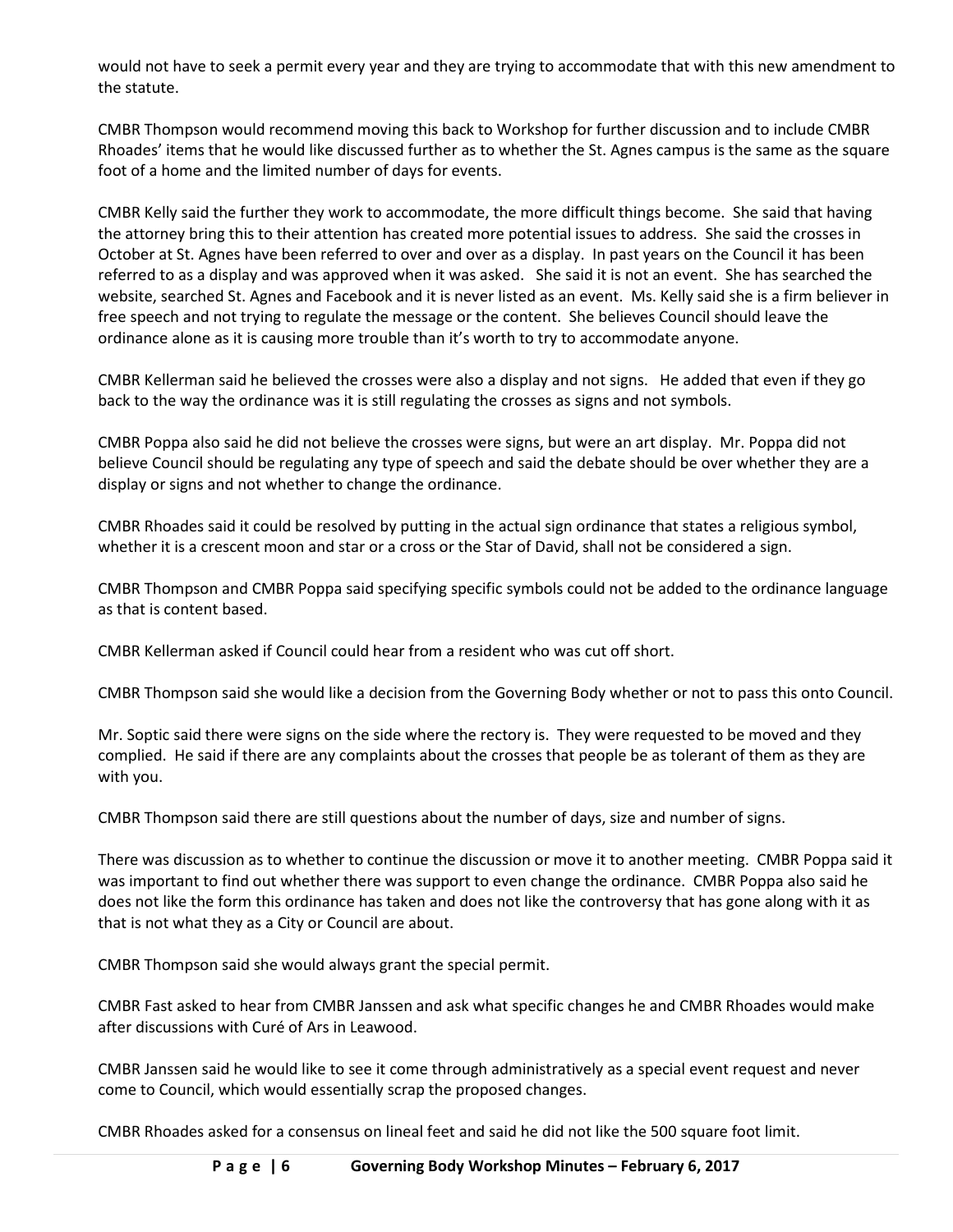would not have to seek a permit every year and they are trying to accommodate that with this new amendment to the statute.

CMBR Thompson would recommend moving this back to Workshop for further discussion and to include CMBR Rhoades' items that he would like discussed further as to whether the St. Agnes campus is the same as the square foot of a home and the limited number of days for events.

CMBR Kelly said the further they work to accommodate, the more difficult things become. She said that having the attorney bring this to their attention has created more potential issues to address. She said the crosses in October at St. Agnes have been referred to over and over as a display. In past years on the Council it has been referred to as a display and was approved when it was asked. She said it is not an event. She has searched the website, searched St. Agnes and Facebook and it is never listed as an event. Ms. Kelly said she is a firm believer in free speech and not trying to regulate the message or the content. She believes Council should leave the ordinance alone as it is causing more trouble than it's worth to try to accommodate anyone.

CMBR Kellerman said he believed the crosses were also a display and not signs. He added that even if they go back to the way the ordinance was it is still regulating the crosses as signs and not symbols.

CMBR Poppa also said he did not believe the crosses were signs, but were an art display. Mr. Poppa did not believe Council should be regulating any type of speech and said the debate should be over whether they are a display or signs and not whether to change the ordinance.

CMBR Rhoades said it could be resolved by putting in the actual sign ordinance that states a religious symbol, whether it is a crescent moon and star or a cross or the Star of David, shall not be considered a sign.

CMBR Thompson and CMBR Poppa said specifying specific symbols could not be added to the ordinance language as that is content based.

CMBR Kellerman asked if Council could hear from a resident who was cut off short.

CMBR Thompson said she would like a decision from the Governing Body whether or not to pass this onto Council.

Mr. Soptic said there were signs on the side where the rectory is. They were requested to be moved and they complied. He said if there are any complaints about the crosses that people be as tolerant of them as they are with you.

CMBR Thompson said there are still questions about the number of days, size and number of signs.

There was discussion as to whether to continue the discussion or move it to another meeting. CMBR Poppa said it was important to find out whether there was support to even change the ordinance. CMBR Poppa also said he does not like the form this ordinance has taken and does not like the controversy that has gone along with it as that is not what they as a City or Council are about.

CMBR Thompson said she would always grant the special permit.

CMBR Fast asked to hear from CMBR Janssen and ask what specific changes he and CMBR Rhoades would make after discussions with Curé of Ars in Leawood.

CMBR Janssen said he would like to see it come through administratively as a special event request and never come to Council, which would essentially scrap the proposed changes.

CMBR Rhoades asked for a consensus on lineal feet and said he did not like the 500 square foot limit.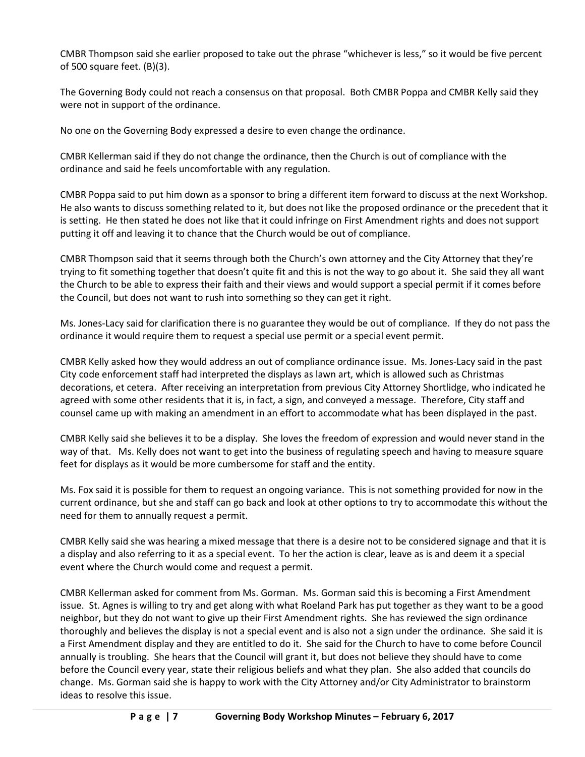CMBR Thompson said she earlier proposed to take out the phrase "whichever is less," so it would be five percent of 500 square feet. (B)(3).

The Governing Body could not reach a consensus on that proposal. Both CMBR Poppa and CMBR Kelly said they were not in support of the ordinance.

No one on the Governing Body expressed a desire to even change the ordinance.

CMBR Kellerman said if they do not change the ordinance, then the Church is out of compliance with the ordinance and said he feels uncomfortable with any regulation.

CMBR Poppa said to put him down as a sponsor to bring a different item forward to discuss at the next Workshop. He also wants to discuss something related to it, but does not like the proposed ordinance or the precedent that it is setting. He then stated he does not like that it could infringe on First Amendment rights and does not support putting it off and leaving it to chance that the Church would be out of compliance.

CMBR Thompson said that it seems through both the Church's own attorney and the City Attorney that they're trying to fit something together that doesn't quite fit and this is not the way to go about it. She said they all want the Church to be able to express their faith and their views and would support a special permit if it comes before the Council, but does not want to rush into something so they can get it right.

Ms. Jones-Lacy said for clarification there is no guarantee they would be out of compliance. If they do not pass the ordinance it would require them to request a special use permit or a special event permit.

CMBR Kelly asked how they would address an out of compliance ordinance issue. Ms. Jones-Lacy said in the past City code enforcement staff had interpreted the displays as lawn art, which is allowed such as Christmas decorations, et cetera. After receiving an interpretation from previous City Attorney Shortlidge, who indicated he agreed with some other residents that it is, in fact, a sign, and conveyed a message. Therefore, City staff and counsel came up with making an amendment in an effort to accommodate what has been displayed in the past.

CMBR Kelly said she believes it to be a display. She loves the freedom of expression and would never stand in the way of that. Ms. Kelly does not want to get into the business of regulating speech and having to measure square feet for displays as it would be more cumbersome for staff and the entity.

Ms. Fox said it is possible for them to request an ongoing variance. This is not something provided for now in the current ordinance, but she and staff can go back and look at other options to try to accommodate this without the need for them to annually request a permit.

CMBR Kelly said she was hearing a mixed message that there is a desire not to be considered signage and that it is a display and also referring to it as a special event. To her the action is clear, leave as is and deem it a special event where the Church would come and request a permit.

CMBR Kellerman asked for comment from Ms. Gorman. Ms. Gorman said this is becoming a First Amendment issue. St. Agnes is willing to try and get along with what Roeland Park has put together as they want to be a good neighbor, but they do not want to give up their First Amendment rights. She has reviewed the sign ordinance thoroughly and believes the display is not a special event and is also not a sign under the ordinance. She said it is a First Amendment display and they are entitled to do it. She said for the Church to have to come before Council annually is troubling. She hears that the Council will grant it, but does not believe they should have to come before the Council every year, state their religious beliefs and what they plan. She also added that councils do change. Ms. Gorman said she is happy to work with the City Attorney and/or City Administrator to brainstorm ideas to resolve this issue.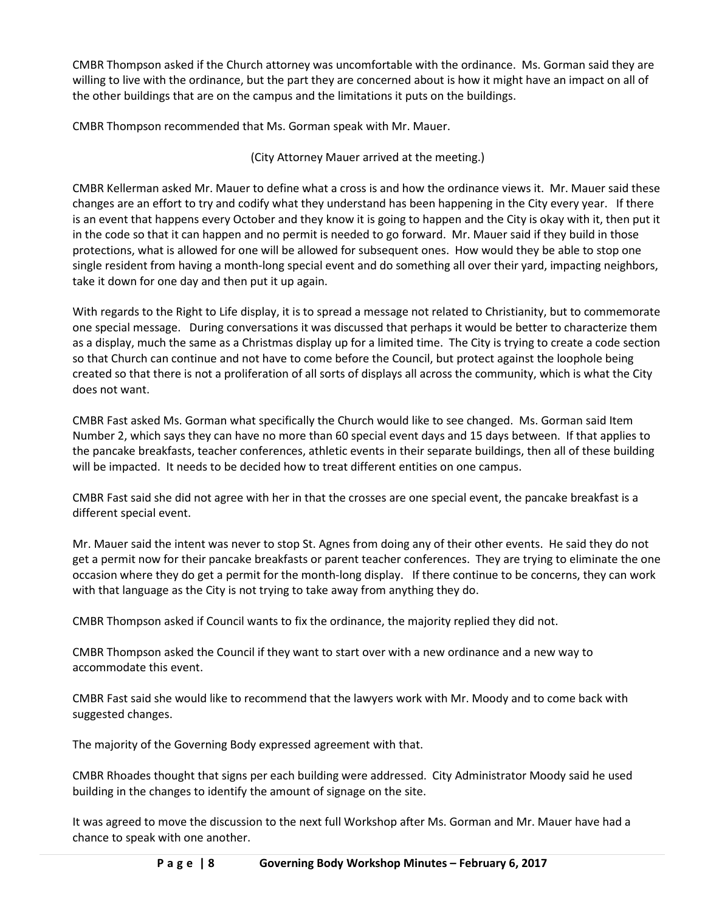CMBR Thompson asked if the Church attorney was uncomfortable with the ordinance. Ms. Gorman said they are willing to live with the ordinance, but the part they are concerned about is how it might have an impact on all of the other buildings that are on the campus and the limitations it puts on the buildings.

CMBR Thompson recommended that Ms. Gorman speak with Mr. Mauer.

(City Attorney Mauer arrived at the meeting.)

CMBR Kellerman asked Mr. Mauer to define what a cross is and how the ordinance views it. Mr. Mauer said these changes are an effort to try and codify what they understand has been happening in the City every year. If there is an event that happens every October and they know it is going to happen and the City is okay with it, then put it in the code so that it can happen and no permit is needed to go forward. Mr. Mauer said if they build in those protections, what is allowed for one will be allowed for subsequent ones. How would they be able to stop one single resident from having a month-long special event and do something all over their yard, impacting neighbors, take it down for one day and then put it up again.

With regards to the Right to Life display, it is to spread a message not related to Christianity, but to commemorate one special message. During conversations it was discussed that perhaps it would be better to characterize them as a display, much the same as a Christmas display up for a limited time. The City is trying to create a code section so that Church can continue and not have to come before the Council, but protect against the loophole being created so that there is not a proliferation of all sorts of displays all across the community, which is what the City does not want.

CMBR Fast asked Ms. Gorman what specifically the Church would like to see changed. Ms. Gorman said Item Number 2, which says they can have no more than 60 special event days and 15 days between. If that applies to the pancake breakfasts, teacher conferences, athletic events in their separate buildings, then all of these building will be impacted. It needs to be decided how to treat different entities on one campus.

CMBR Fast said she did not agree with her in that the crosses are one special event, the pancake breakfast is a different special event.

Mr. Mauer said the intent was never to stop St. Agnes from doing any of their other events. He said they do not get a permit now for their pancake breakfasts or parent teacher conferences. They are trying to eliminate the one occasion where they do get a permit for the month-long display. If there continue to be concerns, they can work with that language as the City is not trying to take away from anything they do.

CMBR Thompson asked if Council wants to fix the ordinance, the majority replied they did not.

CMBR Thompson asked the Council if they want to start over with a new ordinance and a new way to accommodate this event.

CMBR Fast said she would like to recommend that the lawyers work with Mr. Moody and to come back with suggested changes.

The majority of the Governing Body expressed agreement with that.

CMBR Rhoades thought that signs per each building were addressed. City Administrator Moody said he used building in the changes to identify the amount of signage on the site.

It was agreed to move the discussion to the next full Workshop after Ms. Gorman and Mr. Mauer have had a chance to speak with one another.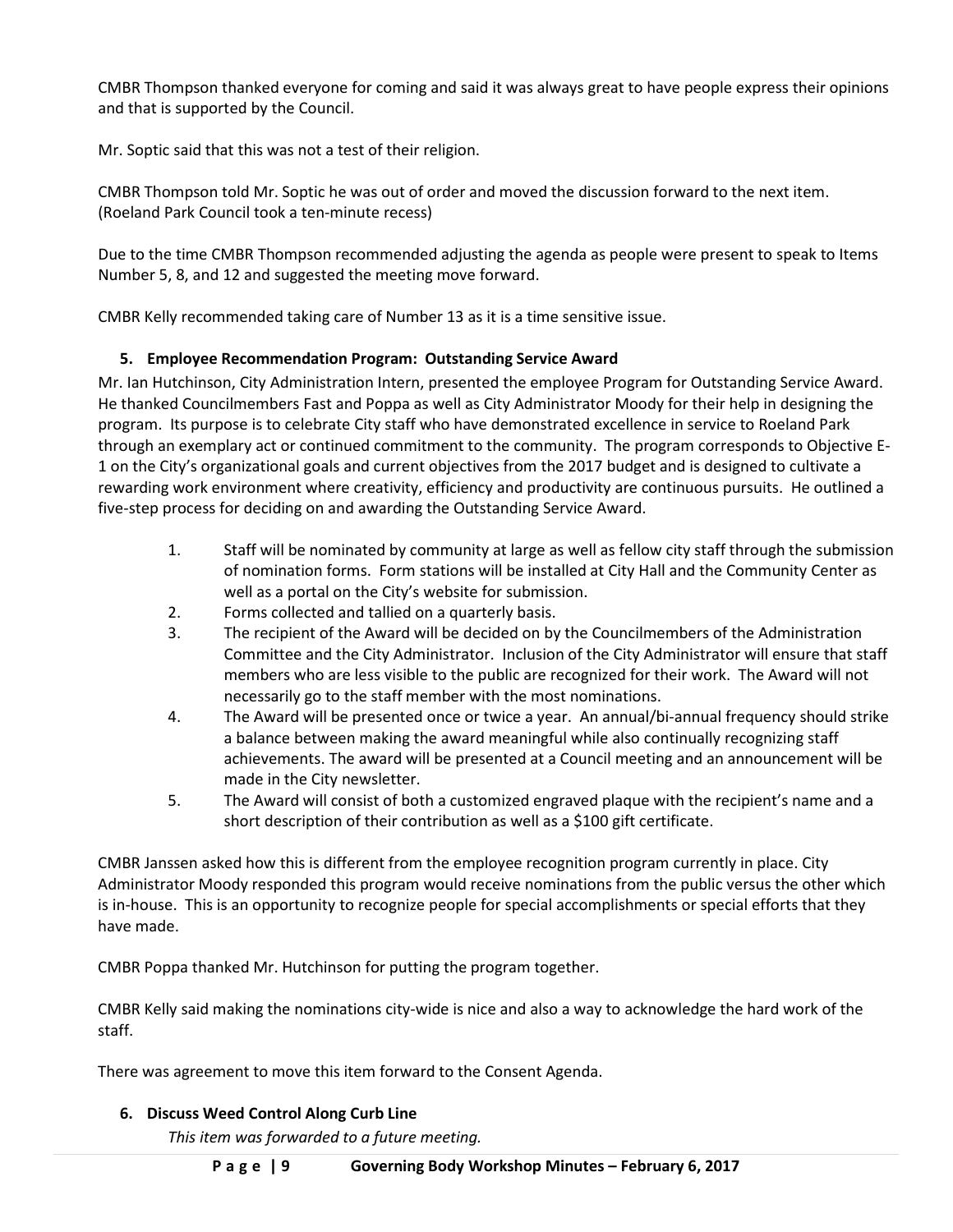CMBR Thompson thanked everyone for coming and said it was always great to have people express their opinions and that is supported by the Council.

Mr. Soptic said that this was not a test of their religion.

CMBR Thompson told Mr. Soptic he was out of order and moved the discussion forward to the next item. (Roeland Park Council took a ten-minute recess)

Due to the time CMBR Thompson recommended adjusting the agenda as people were present to speak to Items Number 5, 8, and 12 and suggested the meeting move forward.

CMBR Kelly recommended taking care of Number 13 as it is a time sensitive issue.

**5. Employee Recommendation Program: Outstanding Service Award**

Mr. Ian Hutchinson, City Administration Intern, presented the employee Program for Outstanding Service Award. He thanked Councilmembers Fast and Poppa as well as City Administrator Moody for their help in designing the program. Its purpose is to celebrate City staff who have demonstrated excellence in service to Roeland Park through an exemplary act or continued commitment to the community. The program corresponds to Objective E-1 on the City's organizational goals and current objectives from the 2017 budget and is designed to cultivate a rewarding work environment where creativity, efficiency and productivity are continuous pursuits. He outlined a five-step process for deciding on and awarding the Outstanding Service Award.

1. Staff will be nominated by community at large as well as fellow city staff through the submission of nomination forms. Form stations will be installed at City Hall and the Community Center as well as a portal on the City's website for submission.
2. Forms collected and tallied on a quarterly basis.
3. The recipient of the Award will be decided on by the Councilmembers of the Administration Committee and the City Administrator. Inclusion of the City Administrator will ensure that staff members who are less visible to the public are recognized for their work. The Award will not necessarily go to the staff member with the most nominations.
4. The Award will be presented once or twice a year. An annual/bi-annual frequency should strike a balance between making the award meaningful while also continually recognizing staff achievements. The award will be presented at a Council meeting and an announcement will be made in the City newsletter.
5. The Award will consist of both a customized engraved plaque with the recipient's name and a short description of their contribution as well as a $100 gift certificate.

CMBR Janssen asked how this is different from the employee recognition program currently in place. City Administrator Moody responded this program would receive nominations from the public versus the other which is in-house. This is an opportunity to recognize people for special accomplishments or special efforts that they have made.

CMBR Poppa thanked Mr. Hutchinson for putting the program together.

CMBR Kelly said making the nominations city-wide is nice and also a way to acknowledge the hard work of the staff.

There was agreement to move this item forward to the Consent Agenda.

**6. Discuss Weed Control Along Curb Line**

*This item was forwarded to a future meeting.*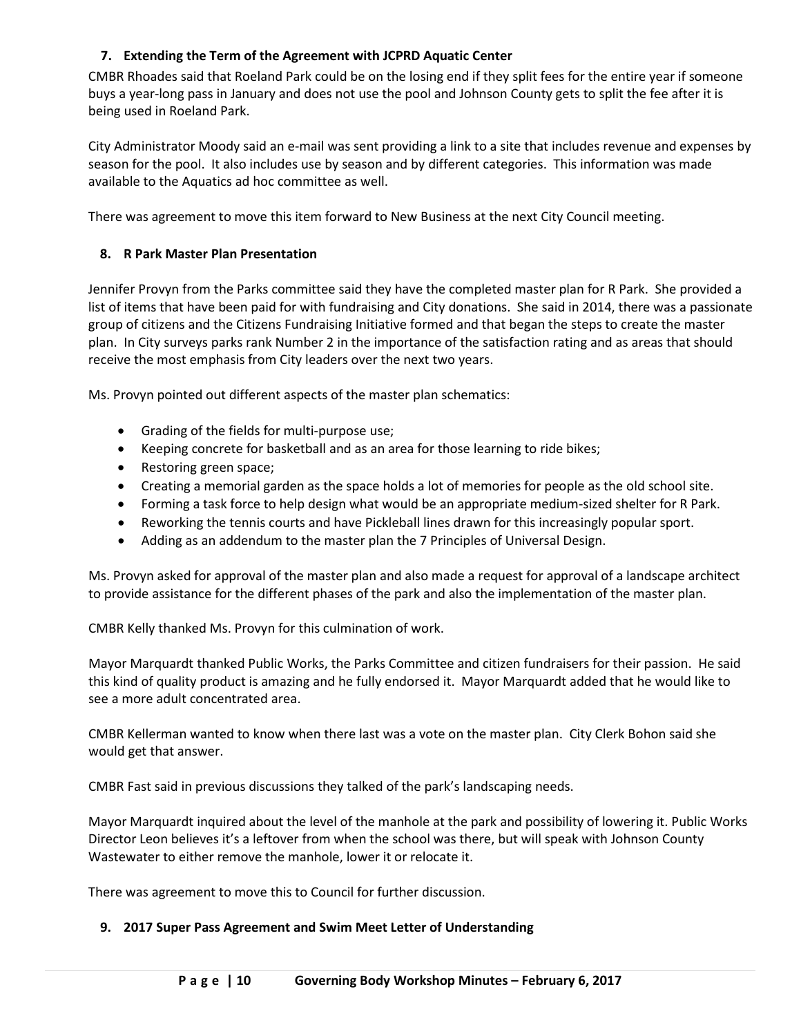### 7. Extending the Term of the Agreement with JCPRD Aquatic Center

CMBR Rhoades said that Roeland Park could be on the losing end if they split fees for the entire year if someone buys a year-long pass in January and does not use the pool and Johnson County gets to split the fee after it is being used in Roeland Park.

City Administrator Moody said an e-mail was sent providing a link to a site that includes revenue and expenses by season for the pool. It also includes use by season and by different categories. This information was made available to the Aquatics ad hoc committee as well.

There was agreement to move this item forward to New Business at the next City Council meeting.

### 8. R Park Master Plan Presentation

Jennifer Provyn from the Parks committee said they have the completed master plan for R Park. She provided a list of items that have been paid for with fundraising and City donations. She said in 2014, there was a passionate group of citizens and the Citizens Fundraising Initiative formed and that began the steps to create the master plan. In City surveys parks rank Number 2 in the importance of the satisfaction rating and as areas that should receive the most emphasis from City leaders over the next two years.

Ms. Provyn pointed out different aspects of the master plan schematics:

- Grading of the fields for multi-purpose use;
- Keeping concrete for basketball and as an area for those learning to ride bikes;
- Restoring green space;
- Creating a memorial garden as the space holds a lot of memories for people as the old school site.
- Forming a task force to help design what would be an appropriate medium-sized shelter for R Park.
- Reworking the tennis courts and have Pickleball lines drawn for this increasingly popular sport.
- Adding as an addendum to the master plan the 7 Principles of Universal Design.

Ms. Provyn asked for approval of the master plan and also made a request for approval of a landscape architect to provide assistance for the different phases of the park and also the implementation of the master plan.

CMBR Kelly thanked Ms. Provyn for this culmination of work.

Mayor Marquardt thanked Public Works, the Parks Committee and citizen fundraisers for their passion. He said this kind of quality product is amazing and he fully endorsed it. Mayor Marquardt added that he would like to see a more adult concentrated area.

CMBR Kellerman wanted to know when there last was a vote on the master plan. City Clerk Bohon said she would get that answer.

CMBR Fast said in previous discussions they talked of the park's landscaping needs.

Mayor Marquardt inquired about the level of the manhole at the park and possibility of lowering it. Public Works Director Leon believes it's a leftover from when the school was there, but will speak with Johnson County Wastewater to either remove the manhole, lower it or relocate it.

There was agreement to move this to Council for further discussion.

### 9. 2017 Super Pass Agreement and Swim Meet Letter of Understanding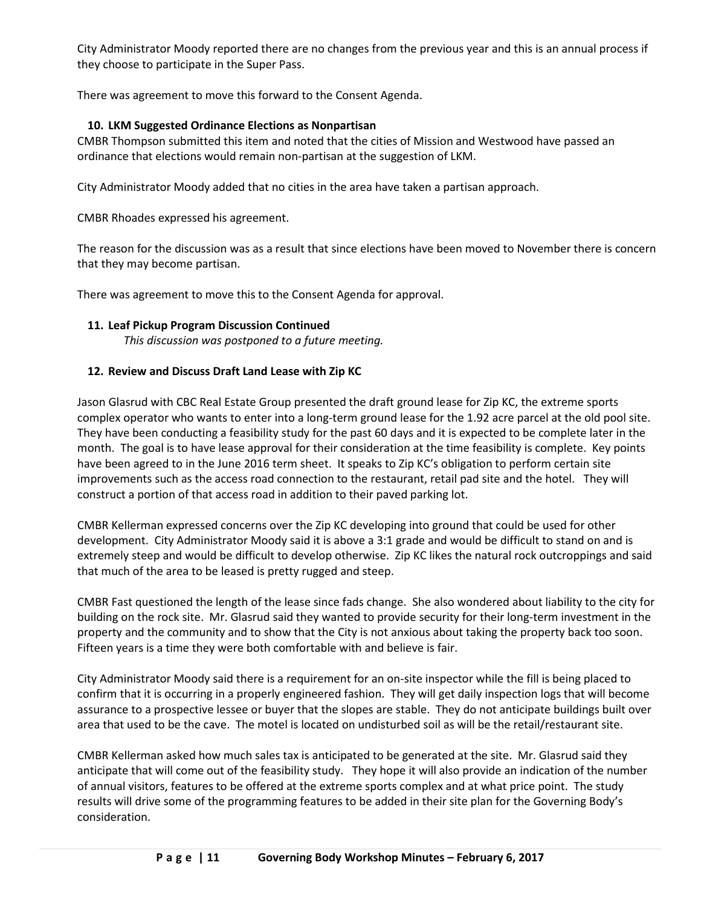City Administrator Moody reported there are no changes from the previous year and this is an annual process if they choose to participate in the Super Pass.

There was agreement to move this forward to the Consent Agenda.

**10. LKM Suggested Ordinance Elections as Nonpartisan**

CMBR Thompson submitted this item and noted that the cities of Mission and Westwood have passed an ordinance that elections would remain non-partisan at the suggestion of LKM.

City Administrator Moody added that no cities in the area have taken a partisan approach.

CMBR Rhoades expressed his agreement.

The reason for the discussion was as a result that since elections have been moved to November there is concern that they may become partisan.

There was agreement to move this to the Consent Agenda for approval.

**11. Leaf Pickup Program Discussion Continued**

*This discussion was postponed to a future meeting.*

**12. Review and Discuss Draft Land Lease with Zip KC**

Jason Glasrud with CBC Real Estate Group presented the draft ground lease for Zip KC, the extreme sports complex operator who wants to enter into a long-term ground lease for the 1.92 acre parcel at the old pool site. They have been conducting a feasibility study for the past 60 days and it is expected to be complete later in the month. The goal is to have lease approval for their consideration at the time feasibility is complete. Key points have been agreed to in the June 2016 term sheet. It speaks to Zip KC's obligation to perform certain site improvements such as the access road connection to the restaurant, retail pad site and the hotel. They will construct a portion of that access road in addition to their paved parking lot.

CMBR Kellerman expressed concerns over the Zip KC developing into ground that could be used for other development. City Administrator Moody said it is above a 3:1 grade and would be difficult to stand on and is extremely steep and would be difficult to develop otherwise. Zip KC likes the natural rock outcroppings and said that much of the area to be leased is pretty rugged and steep.

CMBR Fast questioned the length of the lease since fads change. She also wondered about liability to the city for building on the rock site. Mr. Glasrud said they wanted to provide security for their long-term investment in the property and the community and to show that the City is not anxious about taking the property back too soon. Fifteen years is a time they were both comfortable with and believe is fair.

City Administrator Moody said there is a requirement for an on-site inspector while the fill is being placed to confirm that it is occurring in a properly engineered fashion. They will get daily inspection logs that will become assurance to a prospective lessee or buyer that the slopes are stable. They do not anticipate buildings built over area that used to be the cave. The motel is located on undisturbed soil as will be the retail/restaurant site.

CMBR Kellerman asked how much sales tax is anticipated to be generated at the site. Mr. Glasrud said they anticipate that will come out of the feasibility study. They hope it will also provide an indication of the number of annual visitors, features to be offered at the extreme sports complex and at what price point. The study results will drive some of the programming features to be added in their site plan for the Governing Body's consideration.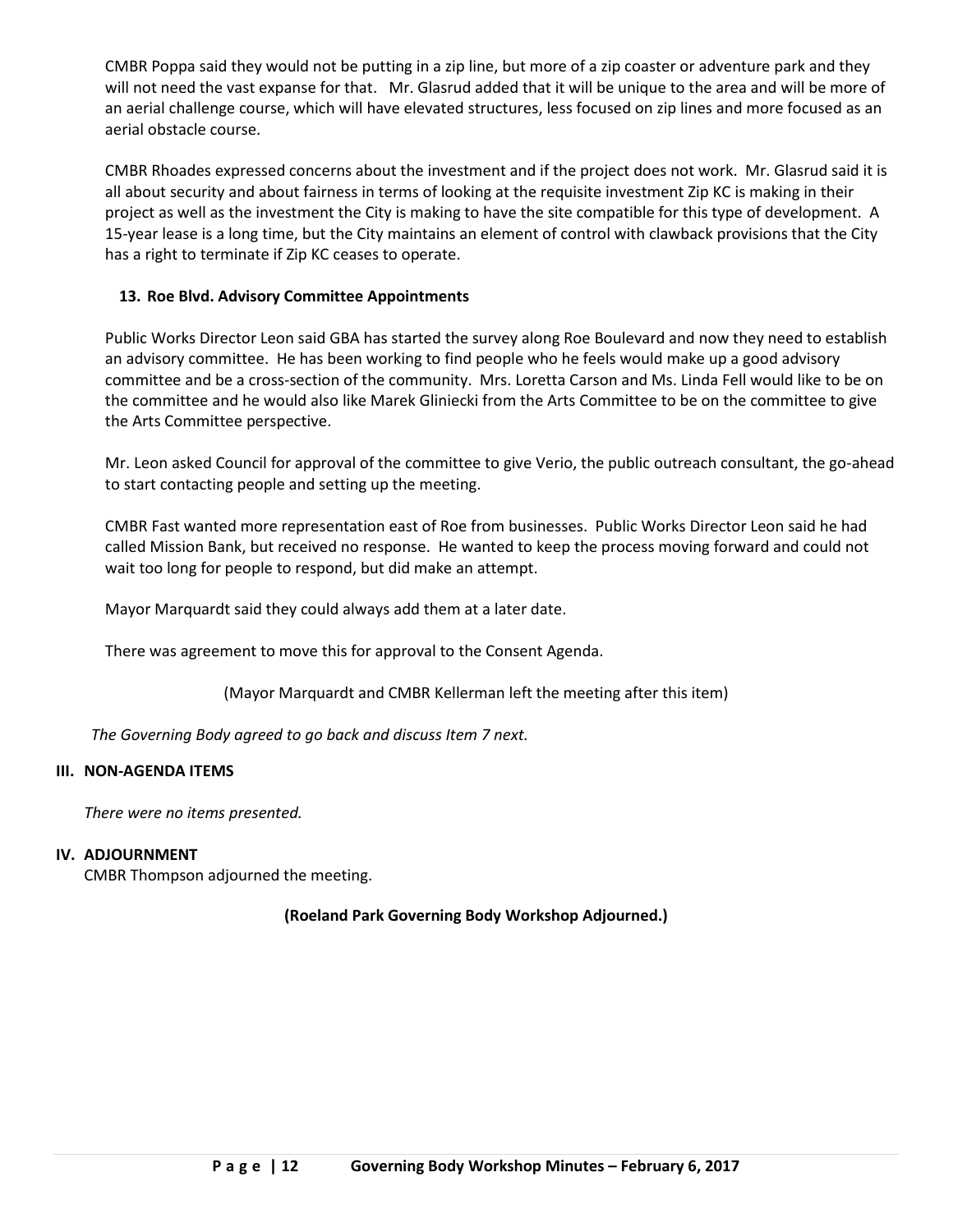CMBR Poppa said they would not be putting in a zip line, but more of a zip coaster or adventure park and they will not need the vast expanse for that. Mr. Glasrud added that it will be unique to the area and will be more of an aerial challenge course, which will have elevated structures, less focused on zip lines and more focused as an aerial obstacle course.

CMBR Rhoades expressed concerns about the investment and if the project does not work. Mr. Glasrud said it is all about security and about fairness in terms of looking at the requisite investment Zip KC is making in their project as well as the investment the City is making to have the site compatible for this type of development. A 15-year lease is a long time, but the City maintains an element of control with clawback provisions that the City has a right to terminate if Zip KC ceases to operate.

**13. Roe Blvd. Advisory Committee Appointments**

Public Works Director Leon said GBA has started the survey along Roe Boulevard and now they need to establish an advisory committee. He has been working to find people who he feels would make up a good advisory committee and be a cross-section of the community. Mrs. Loretta Carson and Ms. Linda Fell would like to be on the committee and he would also like Marek Gliniecki from the Arts Committee to be on the committee to give the Arts Committee perspective.

Mr. Leon asked Council for approval of the committee to give Verio, the public outreach consultant, the go-ahead to start contacting people and setting up the meeting.

CMBR Fast wanted more representation east of Roe from businesses. Public Works Director Leon said he had called Mission Bank, but received no response. He wanted to keep the process moving forward and could not wait too long for people to respond, but did make an attempt.

Mayor Marquardt said they could always add them at a later date.

There was agreement to move this for approval to the Consent Agenda.

(Mayor Marquardt and CMBR Kellerman left the meeting after this item)

*The Governing Body agreed to go back and discuss Item 7 next.*

## III. NON-AGENDA ITEMS

*There were no items presented.*

## IV. ADJOURNMENT

CMBR Thompson adjourned the meeting.

**(Roeland Park Governing Body Workshop Adjourned.)**